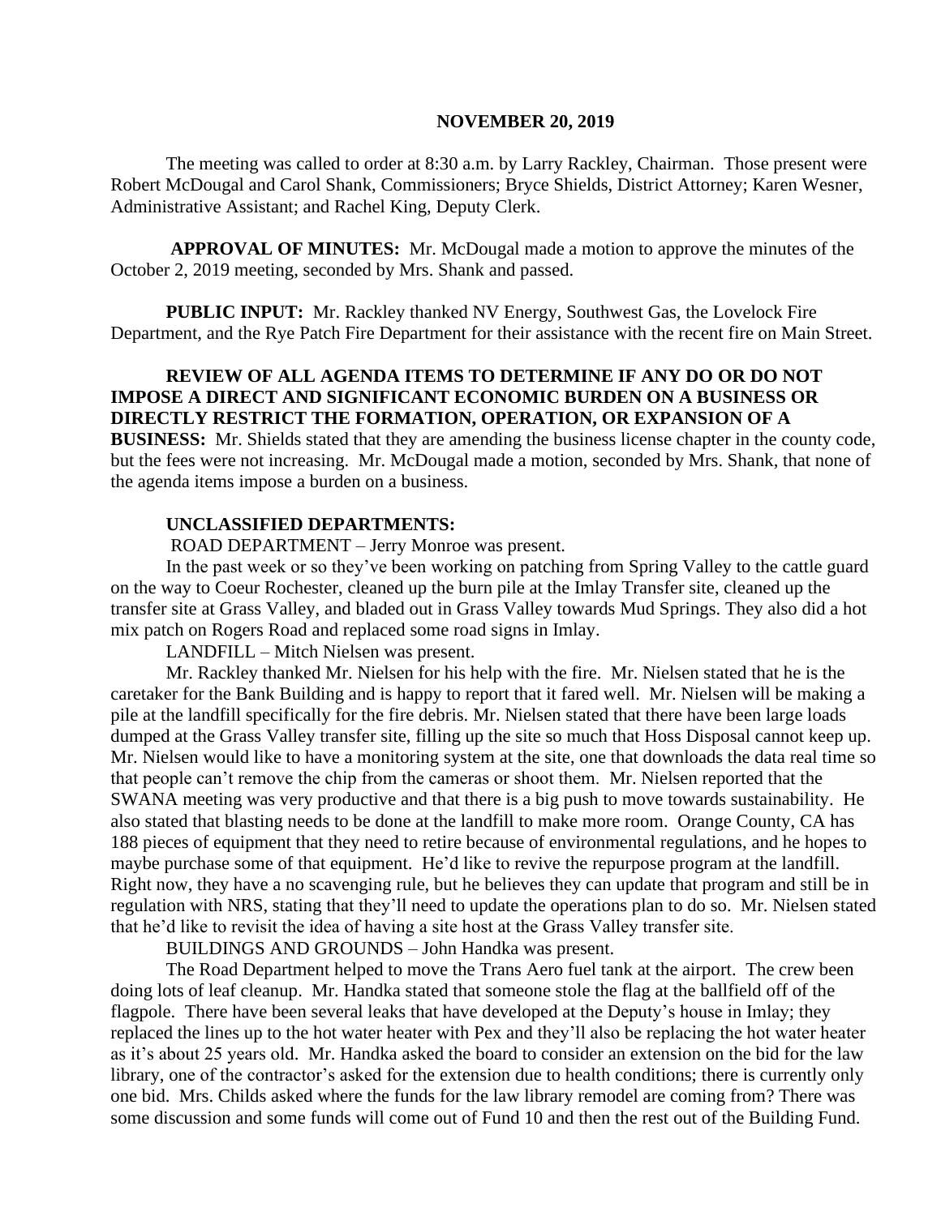**NOVEMBER 20, 2019**

The meeting was called to order at 8:30 a.m. by Larry Rackley, Chairman. Those present were Robert McDougal and Carol Shank, Commissioners; Bryce Shields, District Attorney; Karen Wesner, Administrative Assistant; and Rachel King, Deputy Clerk.

**APPROVAL OF MINUTES:** Mr. McDougal made a motion to approve the minutes of the October 2, 2019 meeting, seconded by Mrs. Shank and passed.

**PUBLIC INPUT:** Mr. Rackley thanked NV Energy, Southwest Gas, the Lovelock Fire Department, and the Rye Patch Fire Department for their assistance with the recent fire on Main Street.

**REVIEW OF ALL AGENDA ITEMS TO DETERMINE IF ANY DO OR DO NOT IMPOSE A DIRECT AND SIGNIFICANT ECONOMIC BURDEN ON A BUSINESS OR DIRECTLY RESTRICT THE FORMATION, OPERATION, OR EXPANSION OF A BUSINESS:** Mr. Shields stated that they are amending the business license chapter in the county code, but the fees were not increasing. Mr. McDougal made a motion, seconded by Mrs. Shank, that none of the agenda items impose a burden on a business.

**UNCLASSIFIED DEPARTMENTS:**

ROAD DEPARTMENT – Jerry Monroe was present.

In the past week or so they've been working on patching from Spring Valley to the cattle guard on the way to Coeur Rochester, cleaned up the burn pile at the Imlay Transfer site, cleaned up the transfer site at Grass Valley, and bladed out in Grass Valley towards Mud Springs. They also did a hot mix patch on Rogers Road and replaced some road signs in Imlay.

LANDFILL – Mitch Nielsen was present.

Mr. Rackley thanked Mr. Nielsen for his help with the fire. Mr. Nielsen stated that he is the caretaker for the Bank Building and is happy to report that it fared well. Mr. Nielsen will be making a pile at the landfill specifically for the fire debris. Mr. Nielsen stated that there have been large loads dumped at the Grass Valley transfer site, filling up the site so much that Hoss Disposal cannot keep up. Mr. Nielsen would like to have a monitoring system at the site, one that downloads the data real time so that people can't remove the chip from the cameras or shoot them. Mr. Nielsen reported that the SWANA meeting was very productive and that there is a big push to move towards sustainability. He also stated that blasting needs to be done at the landfill to make more room. Orange County, CA has 188 pieces of equipment that they need to retire because of environmental regulations, and he hopes to maybe purchase some of that equipment. He'd like to revive the repurpose program at the landfill. Right now, they have a no scavenging rule, but he believes they can update that program and still be in regulation with NRS, stating that they'll need to update the operations plan to do so. Mr. Nielsen stated that he'd like to revisit the idea of having a site host at the Grass Valley transfer site.

BUILDINGS AND GROUNDS – John Handka was present.

The Road Department helped to move the Trans Aero fuel tank at the airport. The crew been doing lots of leaf cleanup. Mr. Handka stated that someone stole the flag at the ballfield off of the flagpole. There have been several leaks that have developed at the Deputy's house in Imlay; they replaced the lines up to the hot water heater with Pex and they'll also be replacing the hot water heater as it's about 25 years old. Mr. Handka asked the board to consider an extension on the bid for the law library, one of the contractor's asked for the extension due to health conditions; there is currently only one bid. Mrs. Childs asked where the funds for the law library remodel are coming from? There was some discussion and some funds will come out of Fund 10 and then the rest out of the Building Fund.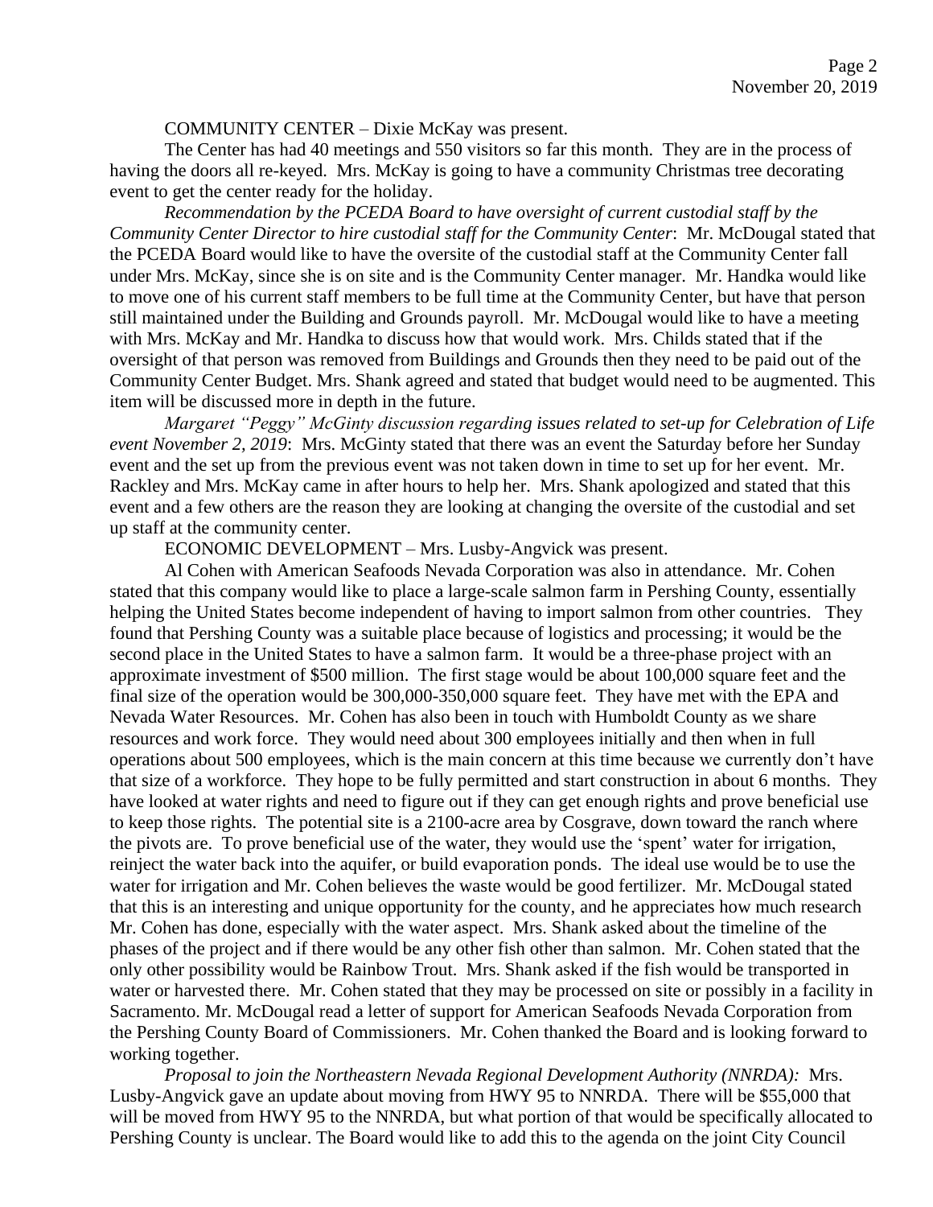COMMUNITY CENTER – Dixie McKay was present.

The Center has had 40 meetings and 550 visitors so far this month. They are in the process of having the doors all re-keyed. Mrs. McKay is going to have a community Christmas tree decorating event to get the center ready for the holiday.

*Recommendation by the PCEDA Board to have oversight of current custodial staff by the Community Center Director to hire custodial staff for the Community Center*: Mr. McDougal stated that the PCEDA Board would like to have the oversite of the custodial staff at the Community Center fall under Mrs. McKay, since she is on site and is the Community Center manager. Mr. Handka would like to move one of his current staff members to be full time at the Community Center, but have that person still maintained under the Building and Grounds payroll. Mr. McDougal would like to have a meeting with Mrs. McKay and Mr. Handka to discuss how that would work. Mrs. Childs stated that if the oversight of that person was removed from Buildings and Grounds then they need to be paid out of the Community Center Budget. Mrs. Shank agreed and stated that budget would need to be augmented. This item will be discussed more in depth in the future.

*Margaret "Peggy" McGinty discussion regarding issues related to set-up for Celebration of Life event November 2, 2019*: Mrs. McGinty stated that there was an event the Saturday before her Sunday event and the set up from the previous event was not taken down in time to set up for her event. Mr. Rackley and Mrs. McKay came in after hours to help her. Mrs. Shank apologized and stated that this event and a few others are the reason they are looking at changing the oversite of the custodial and set up staff at the community center.

ECONOMIC DEVELOPMENT – Mrs. Lusby-Angvick was present.

Al Cohen with American Seafoods Nevada Corporation was also in attendance. Mr. Cohen stated that this company would like to place a large-scale salmon farm in Pershing County, essentially helping the United States become independent of having to import salmon from other countries. They found that Pershing County was a suitable place because of logistics and processing; it would be the second place in the United States to have a salmon farm. It would be a three-phase project with an approximate investment of $500 million. The first stage would be about 100,000 square feet and the final size of the operation would be 300,000-350,000 square feet. They have met with the EPA and Nevada Water Resources. Mr. Cohen has also been in touch with Humboldt County as we share resources and work force. They would need about 300 employees initially and then when in full operations about 500 employees, which is the main concern at this time because we currently don't have that size of a workforce. They hope to be fully permitted and start construction in about 6 months. They have looked at water rights and need to figure out if they can get enough rights and prove beneficial use to keep those rights. The potential site is a 2100-acre area by Cosgrave, down toward the ranch where the pivots are. To prove beneficial use of the water, they would use the 'spent' water for irrigation, reinject the water back into the aquifer, or build evaporation ponds. The ideal use would be to use the water for irrigation and Mr. Cohen believes the waste would be good fertilizer. Mr. McDougal stated that this is an interesting and unique opportunity for the county, and he appreciates how much research Mr. Cohen has done, especially with the water aspect. Mrs. Shank asked about the timeline of the phases of the project and if there would be any other fish other than salmon. Mr. Cohen stated that the only other possibility would be Rainbow Trout. Mrs. Shank asked if the fish would be transported in water or harvested there. Mr. Cohen stated that they may be processed on site or possibly in a facility in Sacramento. Mr. McDougal read a letter of support for American Seafoods Nevada Corporation from the Pershing County Board of Commissioners. Mr. Cohen thanked the Board and is looking forward to working together.

*Proposal to join the Northeastern Nevada Regional Development Authority (NNRDA):* Mrs. Lusby-Angvick gave an update about moving from HWY 95 to NNRDA. There will be $55,000 that will be moved from HWY 95 to the NNRDA, but what portion of that would be specifically allocated to Pershing County is unclear. The Board would like to add this to the agenda on the joint City Council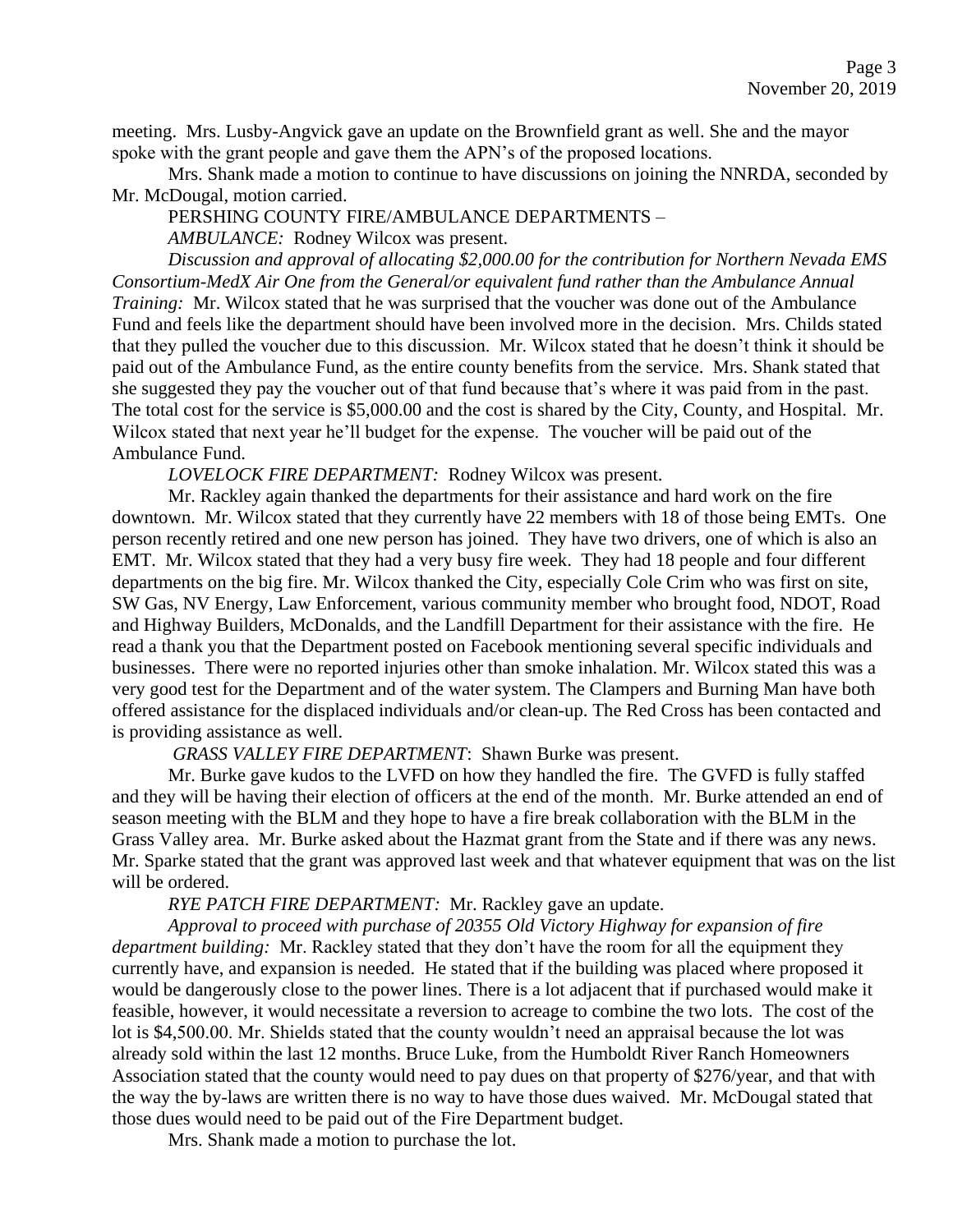meeting. Mrs. Lusby-Angvick gave an update on the Brownfield grant as well. She and the mayor spoke with the grant people and gave them the APN's of the proposed locations.

Mrs. Shank made a motion to continue to have discussions on joining the NNRDA, seconded by Mr. McDougal, motion carried.

PERSHING COUNTY FIRE/AMBULANCE DEPARTMENTS –

*AMBULANCE:* Rodney Wilcox was present.

*Discussion and approval of allocating $2,000.00 for the contribution for Northern Nevada EMS Consortium-MedX Air One from the General/or equivalent fund rather than the Ambulance Annual Training:* Mr. Wilcox stated that he was surprised that the voucher was done out of the Ambulance Fund and feels like the department should have been involved more in the decision. Mrs. Childs stated that they pulled the voucher due to this discussion. Mr. Wilcox stated that he doesn't think it should be paid out of the Ambulance Fund, as the entire county benefits from the service. Mrs. Shank stated that she suggested they pay the voucher out of that fund because that's where it was paid from in the past. The total cost for the service is $5,000.00 and the cost is shared by the City, County, and Hospital. Mr. Wilcox stated that next year he'll budget for the expense. The voucher will be paid out of the Ambulance Fund.

*LOVELOCK FIRE DEPARTMENT:* Rodney Wilcox was present.

Mr. Rackley again thanked the departments for their assistance and hard work on the fire downtown. Mr. Wilcox stated that they currently have 22 members with 18 of those being EMTs. One person recently retired and one new person has joined. They have two drivers, one of which is also an EMT. Mr. Wilcox stated that they had a very busy fire week. They had 18 people and four different departments on the big fire. Mr. Wilcox thanked the City, especially Cole Crim who was first on site, SW Gas, NV Energy, Law Enforcement, various community member who brought food, NDOT, Road and Highway Builders, McDonalds, and the Landfill Department for their assistance with the fire. He read a thank you that the Department posted on Facebook mentioning several specific individuals and businesses. There were no reported injuries other than smoke inhalation. Mr. Wilcox stated this was a very good test for the Department and of the water system. The Clampers and Burning Man have both offered assistance for the displaced individuals and/or clean-up. The Red Cross has been contacted and is providing assistance as well.

*GRASS VALLEY FIRE DEPARTMENT*: Shawn Burke was present.

Mr. Burke gave kudos to the LVFD on how they handled the fire. The GVFD is fully staffed and they will be having their election of officers at the end of the month. Mr. Burke attended an end of season meeting with the BLM and they hope to have a fire break collaboration with the BLM in the Grass Valley area. Mr. Burke asked about the Hazmat grant from the State and if there was any news. Mr. Sparke stated that the grant was approved last week and that whatever equipment that was on the list will be ordered.

*RYE PATCH FIRE DEPARTMENT:* Mr. Rackley gave an update.

*Approval to proceed with purchase of 20355 Old Victory Highway for expansion of fire department building:* Mr. Rackley stated that they don't have the room for all the equipment they currently have, and expansion is needed. He stated that if the building was placed where proposed it would be dangerously close to the power lines. There is a lot adjacent that if purchased would make it feasible, however, it would necessitate a reversion to acreage to combine the two lots. The cost of the lot is $4,500.00. Mr. Shields stated that the county wouldn't need an appraisal because the lot was already sold within the last 12 months. Bruce Luke, from the Humboldt River Ranch Homeowners Association stated that the county would need to pay dues on that property of $276/year, and that with the way the by-laws are written there is no way to have those dues waived. Mr. McDougal stated that those dues would need to be paid out of the Fire Department budget.

Mrs. Shank made a motion to purchase the lot.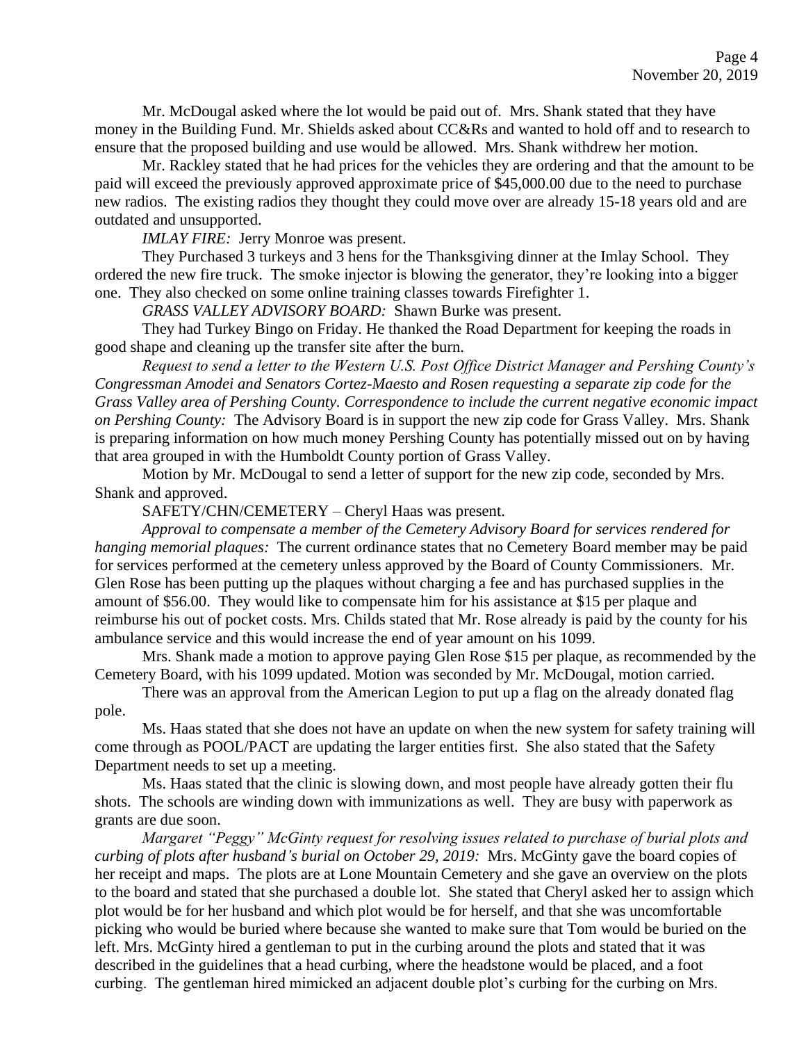Mr. McDougal asked where the lot would be paid out of. Mrs. Shank stated that they have money in the Building Fund. Mr. Shields asked about CC&Rs and wanted to hold off and to research to ensure that the proposed building and use would be allowed. Mrs. Shank withdrew her motion.

Mr. Rackley stated that he had prices for the vehicles they are ordering and that the amount to be paid will exceed the previously approved approximate price of $45,000.00 due to the need to purchase new radios. The existing radios they thought they could move over are already 15-18 years old and are outdated and unsupported.

*IMLAY FIRE:* Jerry Monroe was present.

They Purchased 3 turkeys and 3 hens for the Thanksgiving dinner at the Imlay School. They ordered the new fire truck. The smoke injector is blowing the generator, they're looking into a bigger one. They also checked on some online training classes towards Firefighter 1.

*GRASS VALLEY ADVISORY BOARD:* Shawn Burke was present.

They had Turkey Bingo on Friday. He thanked the Road Department for keeping the roads in good shape and cleaning up the transfer site after the burn.

*Request to send a letter to the Western U.S. Post Office District Manager and Pershing County's Congressman Amodei and Senators Cortez-Maesto and Rosen requesting a separate zip code for the Grass Valley area of Pershing County. Correspondence to include the current negative economic impact on Pershing County:* The Advisory Board is in support the new zip code for Grass Valley. Mrs. Shank is preparing information on how much money Pershing County has potentially missed out on by having that area grouped in with the Humboldt County portion of Grass Valley.

Motion by Mr. McDougal to send a letter of support for the new zip code, seconded by Mrs. Shank and approved.

SAFETY/CHN/CEMETERY – Cheryl Haas was present.

*Approval to compensate a member of the Cemetery Advisory Board for services rendered for hanging memorial plaques:* The current ordinance states that no Cemetery Board member may be paid for services performed at the cemetery unless approved by the Board of County Commissioners. Mr. Glen Rose has been putting up the plaques without charging a fee and has purchased supplies in the amount of $56.00. They would like to compensate him for his assistance at $15 per plaque and reimburse his out of pocket costs. Mrs. Childs stated that Mr. Rose already is paid by the county for his ambulance service and this would increase the end of year amount on his 1099.

Mrs. Shank made a motion to approve paying Glen Rose $15 per plaque, as recommended by the Cemetery Board, with his 1099 updated. Motion was seconded by Mr. McDougal, motion carried.

There was an approval from the American Legion to put up a flag on the already donated flag pole.

Ms. Haas stated that she does not have an update on when the new system for safety training will come through as POOL/PACT are updating the larger entities first. She also stated that the Safety Department needs to set up a meeting.

Ms. Haas stated that the clinic is slowing down, and most people have already gotten their flu shots. The schools are winding down with immunizations as well. They are busy with paperwork as grants are due soon.

*Margaret "Peggy" McGinty request for resolving issues related to purchase of burial plots and curbing of plots after husband's burial on October 29, 2019:* Mrs. McGinty gave the board copies of her receipt and maps. The plots are at Lone Mountain Cemetery and she gave an overview on the plots to the board and stated that she purchased a double lot. She stated that Cheryl asked her to assign which plot would be for her husband and which plot would be for herself, and that she was uncomfortable picking who would be buried where because she wanted to make sure that Tom would be buried on the left. Mrs. McGinty hired a gentleman to put in the curbing around the plots and stated that it was described in the guidelines that a head curbing, where the headstone would be placed, and a foot curbing. The gentleman hired mimicked an adjacent double plot's curbing for the curbing on Mrs.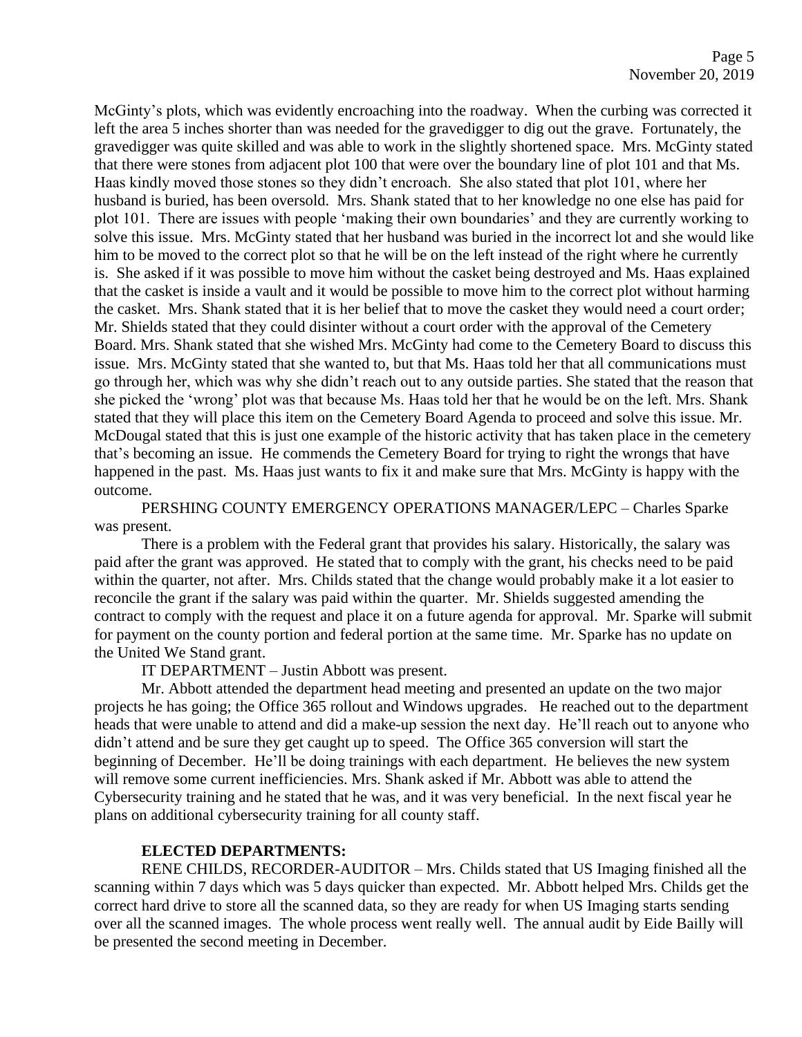McGinty's plots, which was evidently encroaching into the roadway. When the curbing was corrected it left the area 5 inches shorter than was needed for the gravedigger to dig out the grave. Fortunately, the gravedigger was quite skilled and was able to work in the slightly shortened space. Mrs. McGinty stated that there were stones from adjacent plot 100 that were over the boundary line of plot 101 and that Ms. Haas kindly moved those stones so they didn't encroach. She also stated that plot 101, where her husband is buried, has been oversold. Mrs. Shank stated that to her knowledge no one else has paid for plot 101. There are issues with people 'making their own boundaries' and they are currently working to solve this issue. Mrs. McGinty stated that her husband was buried in the incorrect lot and she would like him to be moved to the correct plot so that he will be on the left instead of the right where he currently is. She asked if it was possible to move him without the casket being destroyed and Ms. Haas explained that the casket is inside a vault and it would be possible to move him to the correct plot without harming the casket. Mrs. Shank stated that it is her belief that to move the casket they would need a court order; Mr. Shields stated that they could disinter without a court order with the approval of the Cemetery Board. Mrs. Shank stated that she wished Mrs. McGinty had come to the Cemetery Board to discuss this issue. Mrs. McGinty stated that she wanted to, but that Ms. Haas told her that all communications must go through her, which was why she didn't reach out to any outside parties. She stated that the reason that she picked the 'wrong' plot was that because Ms. Haas told her that he would be on the left. Mrs. Shank stated that they will place this item on the Cemetery Board Agenda to proceed and solve this issue. Mr. McDougal stated that this is just one example of the historic activity that has taken place in the cemetery that's becoming an issue. He commends the Cemetery Board for trying to right the wrongs that have happened in the past. Ms. Haas just wants to fix it and make sure that Mrs. McGinty is happy with the outcome.

PERSHING COUNTY EMERGENCY OPERATIONS MANAGER/LEPC – Charles Sparke was present.

There is a problem with the Federal grant that provides his salary. Historically, the salary was paid after the grant was approved. He stated that to comply with the grant, his checks need to be paid within the quarter, not after. Mrs. Childs stated that the change would probably make it a lot easier to reconcile the grant if the salary was paid within the quarter. Mr. Shields suggested amending the contract to comply with the request and place it on a future agenda for approval. Mr. Sparke will submit for payment on the county portion and federal portion at the same time. Mr. Sparke has no update on the United We Stand grant.

IT DEPARTMENT – Justin Abbott was present.

Mr. Abbott attended the department head meeting and presented an update on the two major projects he has going; the Office 365 rollout and Windows upgrades. He reached out to the department heads that were unable to attend and did a make-up session the next day. He'll reach out to anyone who didn't attend and be sure they get caught up to speed. The Office 365 conversion will start the beginning of December. He'll be doing trainings with each department. He believes the new system will remove some current inefficiencies. Mrs. Shank asked if Mr. Abbott was able to attend the Cybersecurity training and he stated that he was, and it was very beneficial. In the next fiscal year he plans on additional cybersecurity training for all county staff.

**ELECTED DEPARTMENTS:**

RENE CHILDS, RECORDER-AUDITOR – Mrs. Childs stated that US Imaging finished all the scanning within 7 days which was 5 days quicker than expected. Mr. Abbott helped Mrs. Childs get the correct hard drive to store all the scanned data, so they are ready for when US Imaging starts sending over all the scanned images. The whole process went really well. The annual audit by Eide Bailly will be presented the second meeting in December.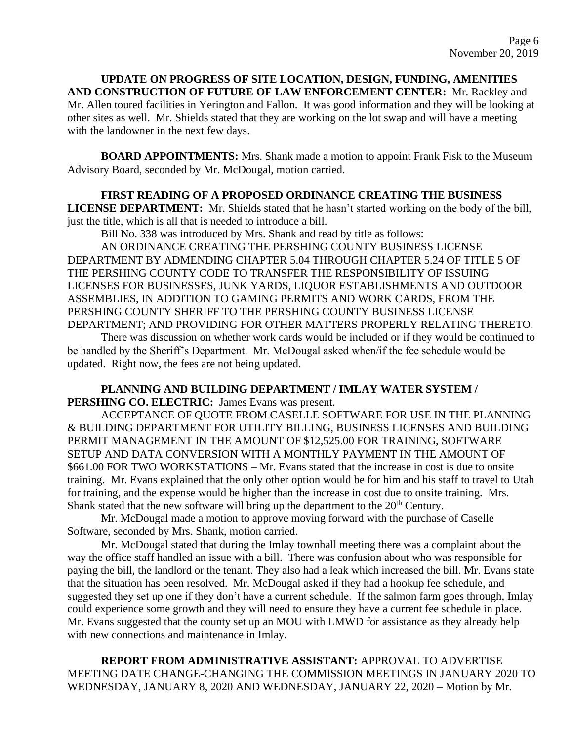**UPDATE ON PROGRESS OF SITE LOCATION, DESIGN, FUNDING, AMENITIES AND CONSTRUCTION OF FUTURE OF LAW ENFORCEMENT CENTER:** Mr. Rackley and Mr. Allen toured facilities in Yerington and Fallon. It was good information and they will be looking at other sites as well. Mr. Shields stated that they are working on the lot swap and will have a meeting with the landowner in the next few days.

**BOARD APPOINTMENTS:** Mrs. Shank made a motion to appoint Frank Fisk to the Museum Advisory Board, seconded by Mr. McDougal, motion carried.

**FIRST READING OF A PROPOSED ORDINANCE CREATING THE BUSINESS LICENSE DEPARTMENT:** Mr. Shields stated that he hasn't started working on the body of the bill, just the title, which is all that is needed to introduce a bill.

Bill No. 338 was introduced by Mrs. Shank and read by title as follows:

AN ORDINANCE CREATING THE PERSHING COUNTY BUSINESS LICENSE DEPARTMENT BY ADMENDING CHAPTER 5.04 THROUGH CHAPTER 5.24 OF TITLE 5 OF THE PERSHING COUNTY CODE TO TRANSFER THE RESPONSIBILITY OF ISSUING LICENSES FOR BUSINESSES, JUNK YARDS, LIQUOR ESTABLISHMENTS AND OUTDOOR ASSEMBLIES, IN ADDITION TO GAMING PERMITS AND WORK CARDS, FROM THE PERSHING COUNTY SHERIFF TO THE PERSHING COUNTY BUSINESS LICENSE DEPARTMENT; AND PROVIDING FOR OTHER MATTERS PROPERLY RELATING THERETO.

There was discussion on whether work cards would be included or if they would be continued to be handled by the Sheriff's Department. Mr. McDougal asked when/if the fee schedule would be updated. Right now, the fees are not being updated.

**PLANNING AND BUILDING DEPARTMENT / IMLAY WATER SYSTEM / PERSHING CO. ELECTRIC:** James Evans was present.

ACCEPTANCE OF QUOTE FROM CASELLE SOFTWARE FOR USE IN THE PLANNING & BUILDING DEPARTMENT FOR UTILITY BILLING, BUSINESS LICENSES AND BUILDING PERMIT MANAGEMENT IN THE AMOUNT OF $12,525.00 FOR TRAINING, SOFTWARE SETUP AND DATA CONVERSION WITH A MONTHLY PAYMENT IN THE AMOUNT OF $661.00 FOR TWO WORKSTATIONS – Mr. Evans stated that the increase in cost is due to onsite training. Mr. Evans explained that the only other option would be for him and his staff to travel to Utah for training, and the expense would be higher than the increase in cost due to onsite training. Mrs. Shank stated that the new software will bring up the department to the 20th Century.

Mr. McDougal made a motion to approve moving forward with the purchase of Caselle Software, seconded by Mrs. Shank, motion carried.

Mr. McDougal stated that during the Imlay townhall meeting there was a complaint about the way the office staff handled an issue with a bill. There was confusion about who was responsible for paying the bill, the landlord or the tenant. They also had a leak which increased the bill. Mr. Evans state that the situation has been resolved. Mr. McDougal asked if they had a hookup fee schedule, and suggested they set up one if they don't have a current schedule. If the salmon farm goes through, Imlay could experience some growth and they will need to ensure they have a current fee schedule in place. Mr. Evans suggested that the county set up an MOU with LMWD for assistance as they already help with new connections and maintenance in Imlay.

**REPORT FROM ADMINISTRATIVE ASSISTANT:** APPROVAL TO ADVERTISE MEETING DATE CHANGE-CHANGING THE COMMISSION MEETINGS IN JANUARY 2020 TO WEDNESDAY, JANUARY 8, 2020 AND WEDNESDAY, JANUARY 22, 2020 – Motion by Mr.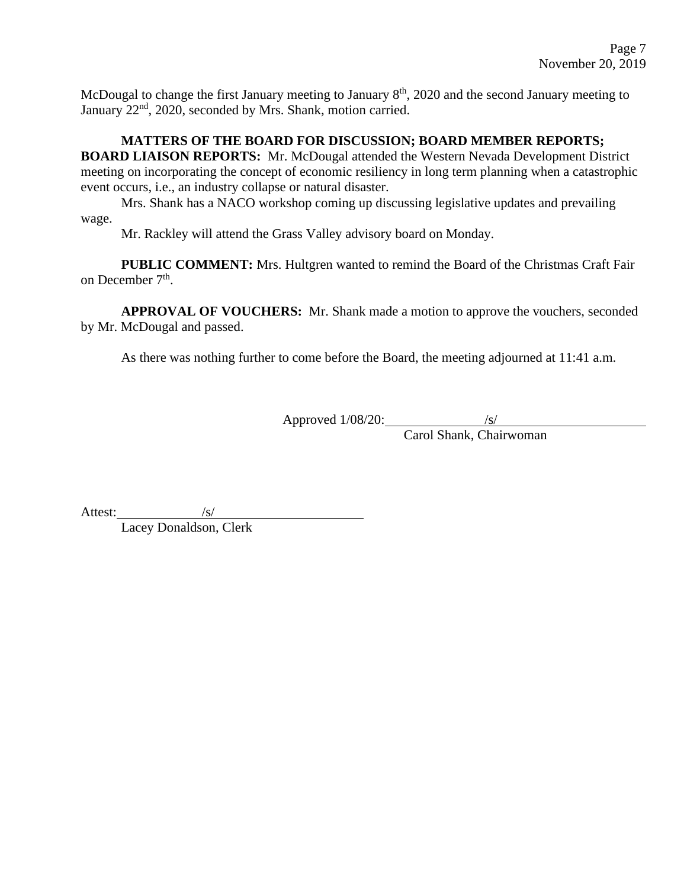McDougal to change the first January meeting to January 8th, 2020 and the second January meeting to January 22nd, 2020, seconded by Mrs. Shank, motion carried.

**MATTERS OF THE BOARD FOR DISCUSSION; BOARD MEMBER REPORTS; BOARD LIAISON REPORTS:** Mr. McDougal attended the Western Nevada Development District meeting on incorporating the concept of economic resiliency in long term planning when a catastrophic event occurs, i.e., an industry collapse or natural disaster.

Mrs. Shank has a NACO workshop coming up discussing legislative updates and prevailing wage.

Mr. Rackley will attend the Grass Valley advisory board on Monday.

**PUBLIC COMMENT:** Mrs. Hultgren wanted to remind the Board of the Christmas Craft Fair on December 7th.

**APPROVAL OF VOUCHERS:** Mr. Shank made a motion to approve the vouchers, seconded by Mr. McDougal and passed.

As there was nothing further to come before the Board, the meeting adjourned at 11:41 a.m.

Approved 1/08/20: /s/
Carol Shank, Chairwoman

Attest: /s/
Lacey Donaldson, Clerk